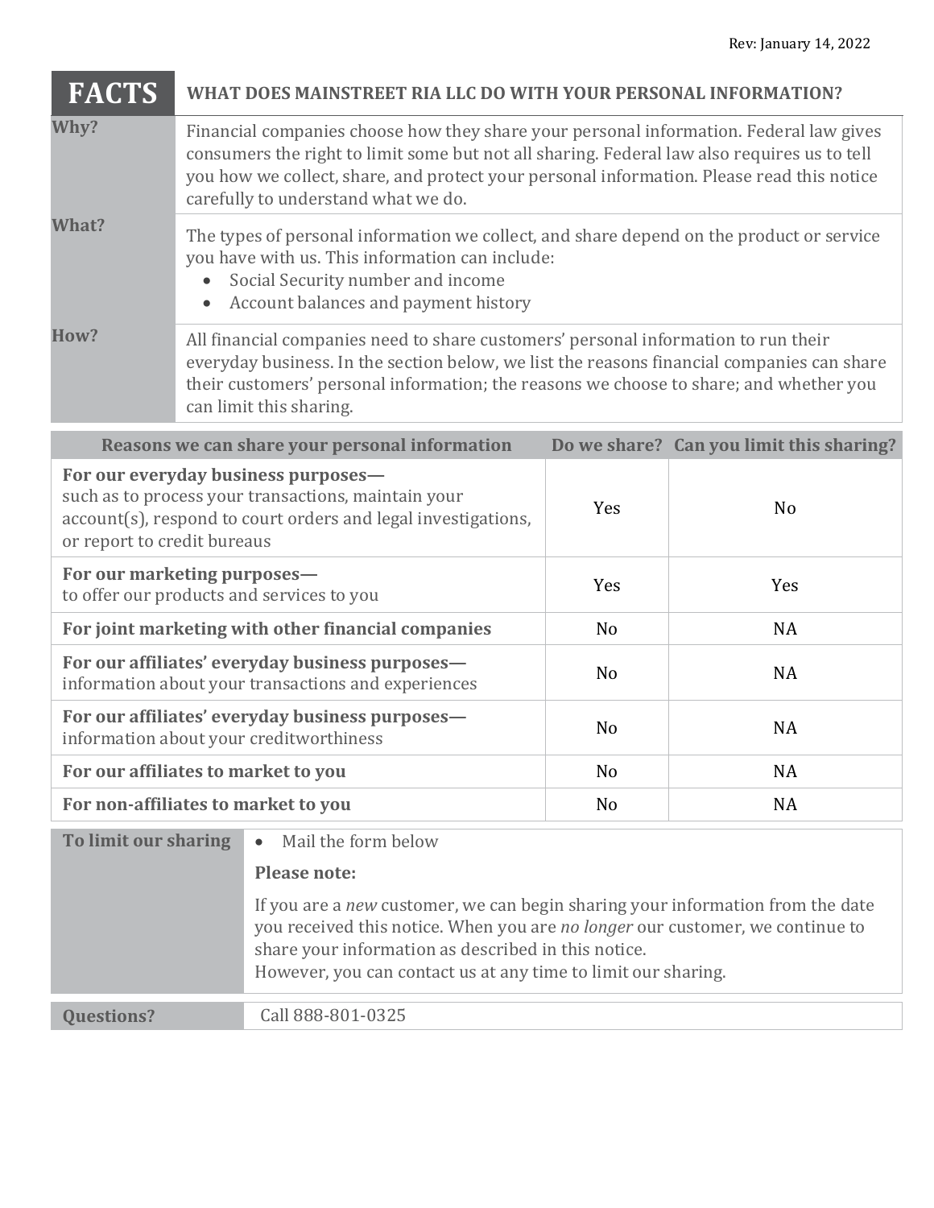Rev: January 14, 2022

| FACTS | WHAT DOES MAINSTREET RIA LLC DO WITH YOUR PERSONAL INFORMATION? |
|---|---|
| **Why?** | Financial companies choose how they share your personal information. Federal law gives consumers the right to limit some but not all sharing. Federal law also requires us to tell you how we collect, share, and protect your personal information. Please read this notice carefully to understand what we do. |
| **What?** | The types of personal information we collect, and share depend on the product or service you have with us. This information can include:<br>• Social Security number and income<br>• Account balances and payment history |
| **How?** | All financial companies need to share customers' personal information to run their everyday business. In the section below, we list the reasons financial companies can share their customers' personal information; the reasons we choose to share; and whether you can limit this sharing. |

| Reasons we can share your personal information | Do we share? | Can you limit this sharing? |
|---|---|---|
| **For our everyday business purposes—** such as to process your transactions, maintain your account(s), respond to court orders and legal investigations, or report to credit bureaus | Yes | No |
| **For our marketing purposes—** to offer our products and services to you | Yes | Yes |
| **For joint marketing with other financial companies** | No | NA |
| **For our affiliates' everyday business purposes—** information about your transactions and experiences | No | NA |
| **For our affiliates' everyday business purposes—** information about your creditworthiness | No | NA |
| **For our affiliates to market to you** | No | NA |
| **For non-affiliates to market to you** | No | NA |

| To limit our sharing | • Mail the form below<br><br>**Please note:**<br><br>If you are a *new* customer, we can begin sharing your information from the date you received this notice. When you are *no longer* our customer, we continue to share your information as described in this notice.<br>However, you can contact us at any time to limit our sharing. |
|---|---|
| **Questions?** | Call 888-801-0325 |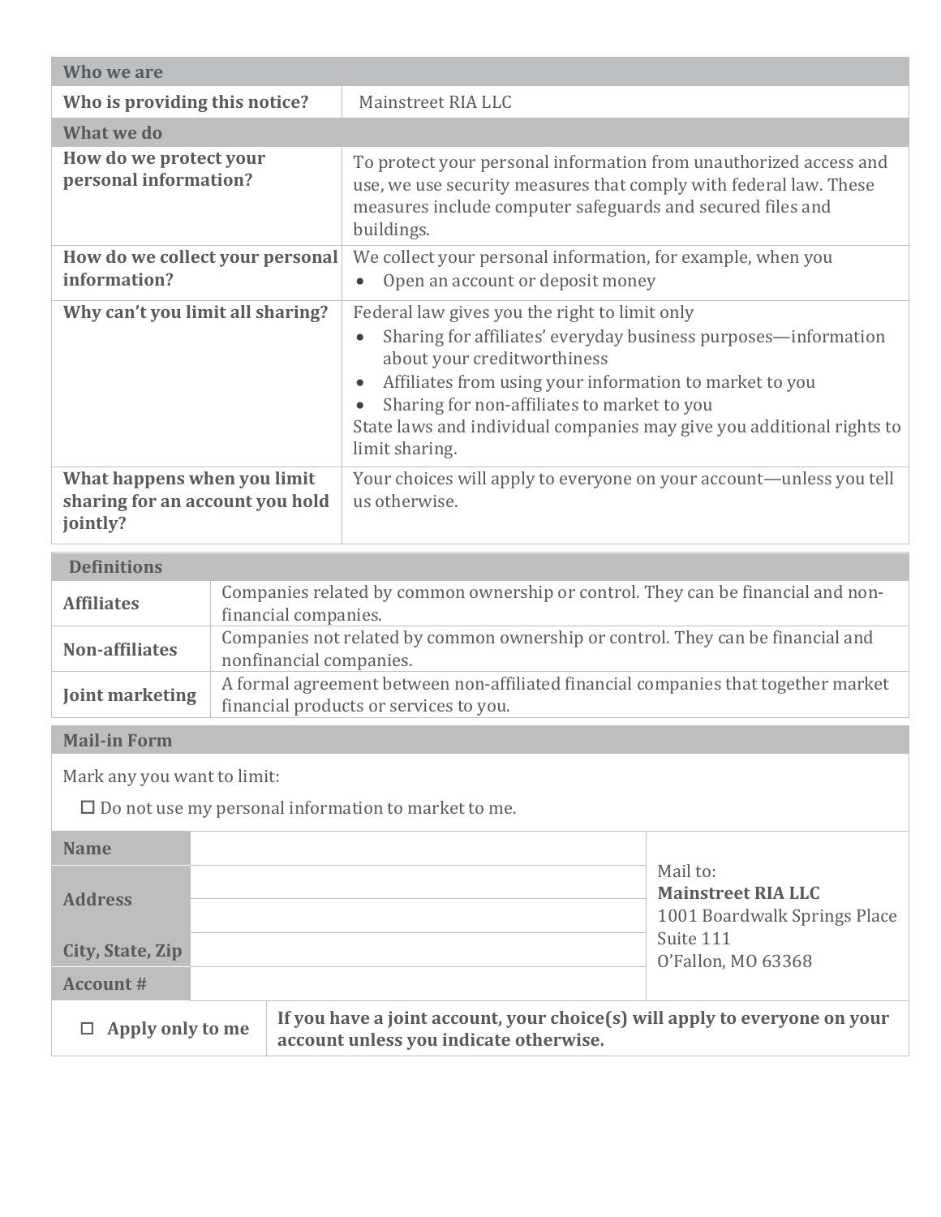| Who we are | |
|---|---|
| **Who is providing this notice?** | Mainstreet RIA LLC |

| What we do | |
|---|---|
| **How do we protect your personal information?** | To protect your personal information from unauthorized access and use, we use security measures that comply with federal law. These measures include computer safeguards and secured files and buildings. |
| **How do we collect your personal information?** | We collect your personal information, for example, when you<br>• Open an account or deposit money |
| **Why can't you limit all sharing?** | Federal law gives you the right to limit only<br>• Sharing for affiliates' everyday business purposes—information about your creditworthiness<br>• Affiliates from using your information to market to you<br>• Sharing for non-affiliates to market to you<br>State laws and individual companies may give you additional rights to limit sharing. |
| **What happens when you limit sharing for an account you hold jointly?** | Your choices will apply to everyone on your account—unless you tell us otherwise. |

| Definitions | |
|---|---|
| **Affiliates** | Companies related by common ownership or control. They can be financial and non-financial companies. |
| **Non-affiliates** | Companies not related by common ownership or control. They can be financial and nonfinancial companies. |
| **Joint marketing** | A formal agreement between non-affiliated financial companies that together market financial products or services to you. |

## Mail-in Form

Mark any you want to limit:

☐ Do not use my personal information to market to me.

| | | |
|---|---|---|
| **Name** | | Mail to:<br>**Mainstreet RIA LLC**<br>1001 Boardwalk Springs Place<br>Suite 111<br>O'Fallon, MO 63368 |
| **Address** | | |
| | | |
| **City, State, Zip** | | |
| **Account #** | | |

| | |
|---|---|
| ☐ **Apply only to me** | **If you have a joint account, your choice(s) will apply to everyone on your account unless you indicate otherwise.** |